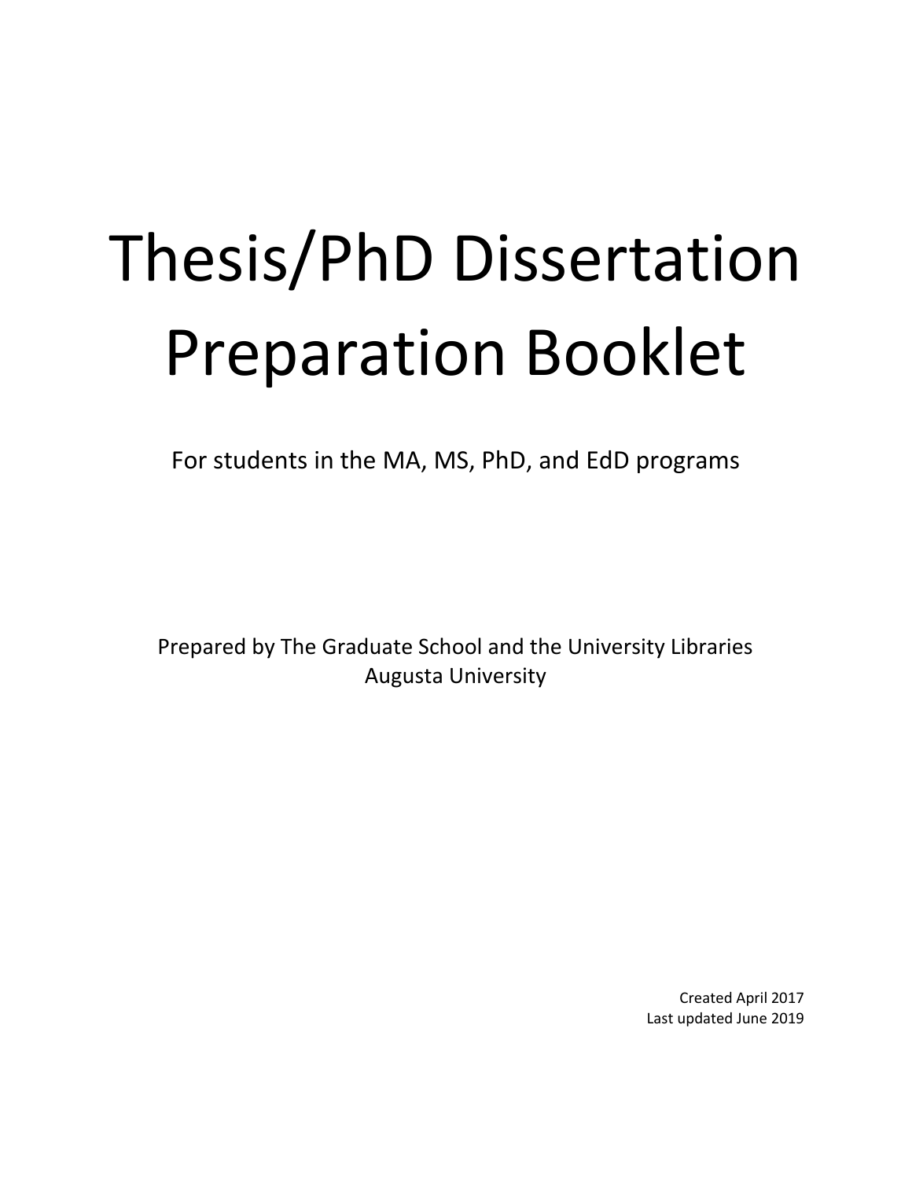# Thesis/PhD Dissertation Preparation Booklet

For students in the MA, MS, PhD, and EdD programs

Prepared by The Graduate School and the University Libraries
Augusta University

Created April 2017
Last updated June 2019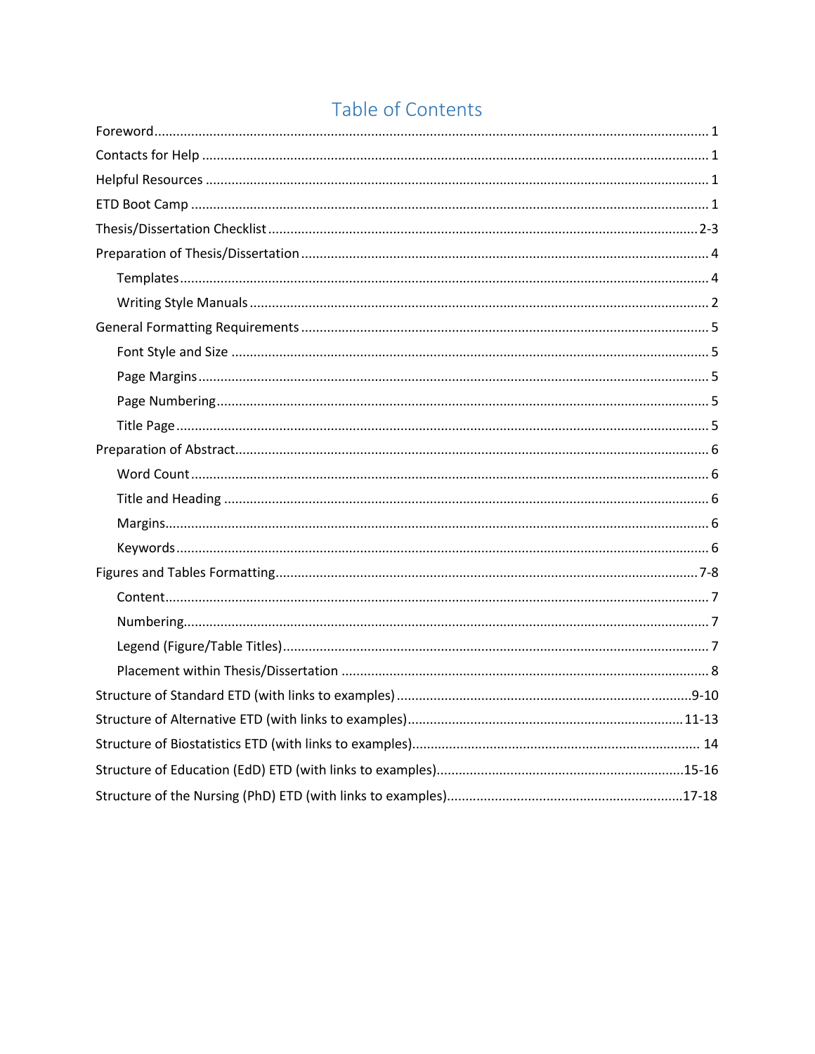# Table of Contents

- Foreword ........ 1
- Contacts for Help ........ 1
- Helpful Resources ........ 1
- ETD Boot Camp ........ 1
- Thesis/Dissertation Checklist ........ 2-3
- Preparation of Thesis/Dissertation ........ 4
  - Templates ........ 4
  - Writing Style Manuals ........ 2
- General Formatting Requirements ........ 5
  - Font Style and Size ........ 5
  - Page Margins ........ 5
  - Page Numbering ........ 5
  - Title Page ........ 5
- Preparation of Abstract ........ 6
  - Word Count ........ 6
  - Title and Heading ........ 6
  - Margins ........ 6
  - Keywords ........ 6
- Figures and Tables Formatting ........ 7-8
  - Content ........ 7
  - Numbering ........ 7
  - Legend (Figure/Table Titles) ........ 7
  - Placement within Thesis/Dissertation ........ 8
- Structure of Standard ETD (with links to examples) ........ 9-10
- Structure of Alternative ETD (with links to examples) ........ 11-13
- Structure of Biostatistics ETD (with links to examples) ........ 14
- Structure of Education (EdD) ETD (with links to examples) ........ 15-16
- Structure of the Nursing (PhD) ETD (with links to examples) ........ 17-18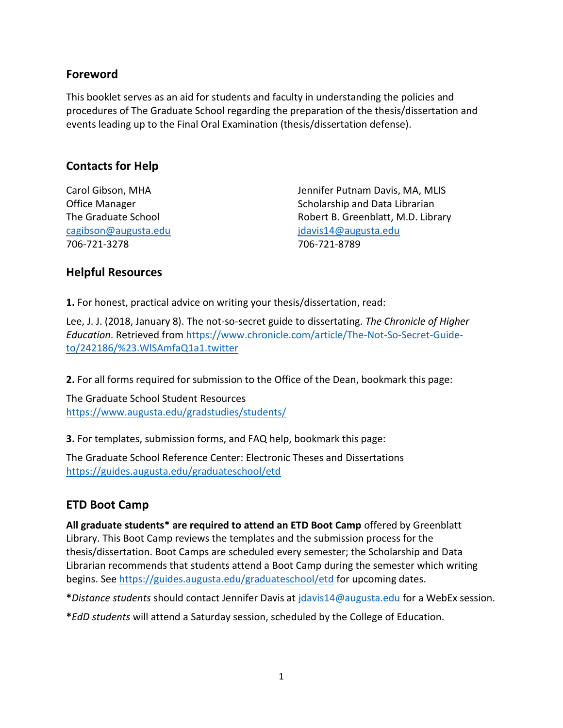## Foreword

This booklet serves as an aid for students and faculty in understanding the policies and procedures of The Graduate School regarding the preparation of the thesis/dissertation and events leading up to the Final Oral Examination (thesis/dissertation defense).

## Contacts for Help

Carol Gibson, MHA
Office Manager
The Graduate School
cagibson@augusta.edu
706-721-3278

Jennifer Putnam Davis, MA, MLIS
Scholarship and Data Librarian
Robert B. Greenblatt, M.D. Library
jdavis14@augusta.edu
706-721-8789

## Helpful Resources

**1.** For honest, practical advice on writing your thesis/dissertation, read:

Lee, J. J. (2018, January 8). The not-so-secret guide to dissertating. *The Chronicle of Higher Education*. Retrieved from https://www.chronicle.com/article/The-Not-So-Secret-Guide-to/242186/%23.WlSAmfaQ1a1.twitter

**2.** For all forms required for submission to the Office of the Dean, bookmark this page:

The Graduate School Student Resources
https://www.augusta.edu/gradstudies/students/

**3.** For templates, submission forms, and FAQ help, bookmark this page:

The Graduate School Reference Center: Electronic Theses and Dissertations
https://guides.augusta.edu/graduateschool/etd

## ETD Boot Camp

**All graduate students* are required to attend an ETD Boot Camp** offered by Greenblatt Library. This Boot Camp reviews the templates and the submission process for the thesis/dissertation. Boot Camps are scheduled every semester; the Scholarship and Data Librarian recommends that students attend a Boot Camp during the semester which writing begins. See https://guides.augusta.edu/graduateschool/etd for upcoming dates.

**\***_Distance students_ should contact Jennifer Davis at jdavis14@augusta.edu for a WebEx session.

**\***_EdD students_ will attend a Saturday session, scheduled by the College of Education.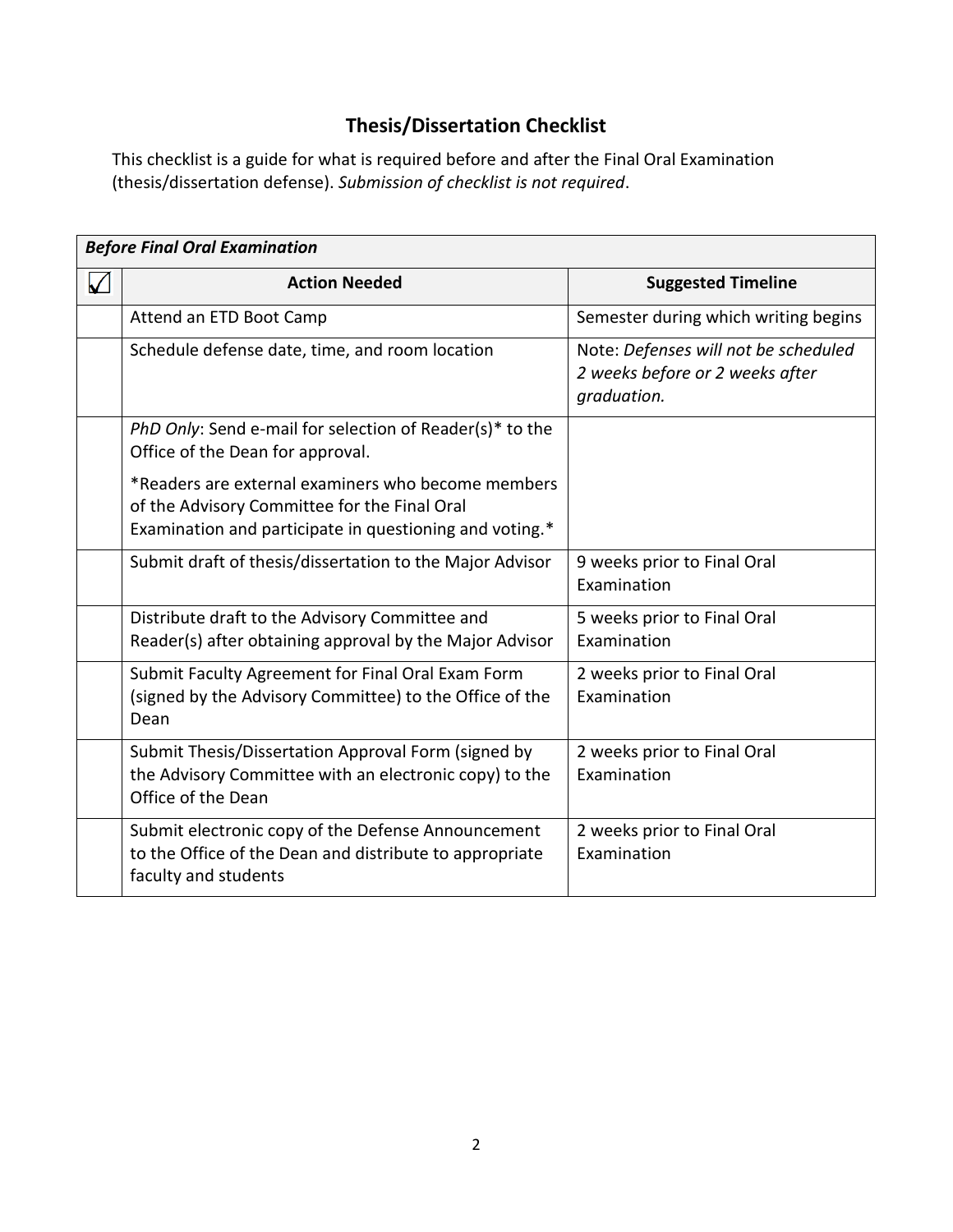## Thesis/Dissertation Checklist

This checklist is a guide for what is required before and after the Final Oral Examination (thesis/dissertation defense). *Submission of checklist is not required*.

| *Before Final Oral Examination* | | |
|---|---|---|
| ☑ | **Action Needed** | **Suggested Timeline** |
| | Attend an ETD Boot Camp | Semester during which writing begins |
| | Schedule defense date, time, and room location | Note: *Defenses will not be scheduled 2 weeks before or 2 weeks after graduation.* |
| | *PhD Only*: Send e-mail for selection of Reader(s)* to the Office of the Dean for approval. *Readers are external examiners who become members of the Advisory Committee for the Final Oral Examination and participate in questioning and voting.* | |
| | Submit draft of thesis/dissertation to the Major Advisor | 9 weeks prior to Final Oral Examination |
| | Distribute draft to the Advisory Committee and Reader(s) after obtaining approval by the Major Advisor | 5 weeks prior to Final Oral Examination |
| | Submit Faculty Agreement for Final Oral Exam Form (signed by the Advisory Committee) to the Office of the Dean | 2 weeks prior to Final Oral Examination |
| | Submit Thesis/Dissertation Approval Form (signed by the Advisory Committee with an electronic copy) to the Office of the Dean | 2 weeks prior to Final Oral Examination |
| | Submit electronic copy of the Defense Announcement to the Office of the Dean and distribute to appropriate faculty and students | 2 weeks prior to Final Oral Examination |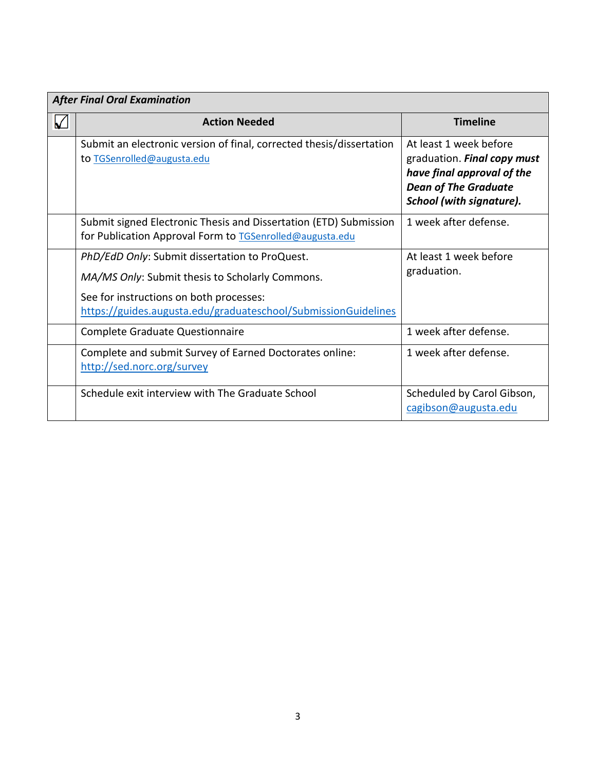| *After Final Oral Examination* | | |
|---|---|---|
| ☑ | **Action Needed** | **Timeline** |
| | Submit an electronic version of final, corrected thesis/dissertation to TGSenrolled@augusta.edu | At least 1 week before graduation. ***Final copy must have final approval of the Dean of The Graduate School (with signature).*** |
| | Submit signed Electronic Thesis and Dissertation (ETD) Submission for Publication Approval Form to TGSenrolled@augusta.edu | 1 week after defense. |
| | *PhD/EdD Only*: Submit dissertation to ProQuest.<br>*MA/MS Only*: Submit thesis to Scholarly Commons.<br>See for instructions on both processes: https://guides.augusta.edu/graduateschool/SubmissionGuidelines | At least 1 week before graduation. |
| | Complete Graduate Questionnaire | 1 week after defense. |
| | Complete and submit Survey of Earned Doctorates online: http://sed.norc.org/survey | 1 week after defense. |
| | Schedule exit interview with The Graduate School | Scheduled by Carol Gibson, cagibson@augusta.edu |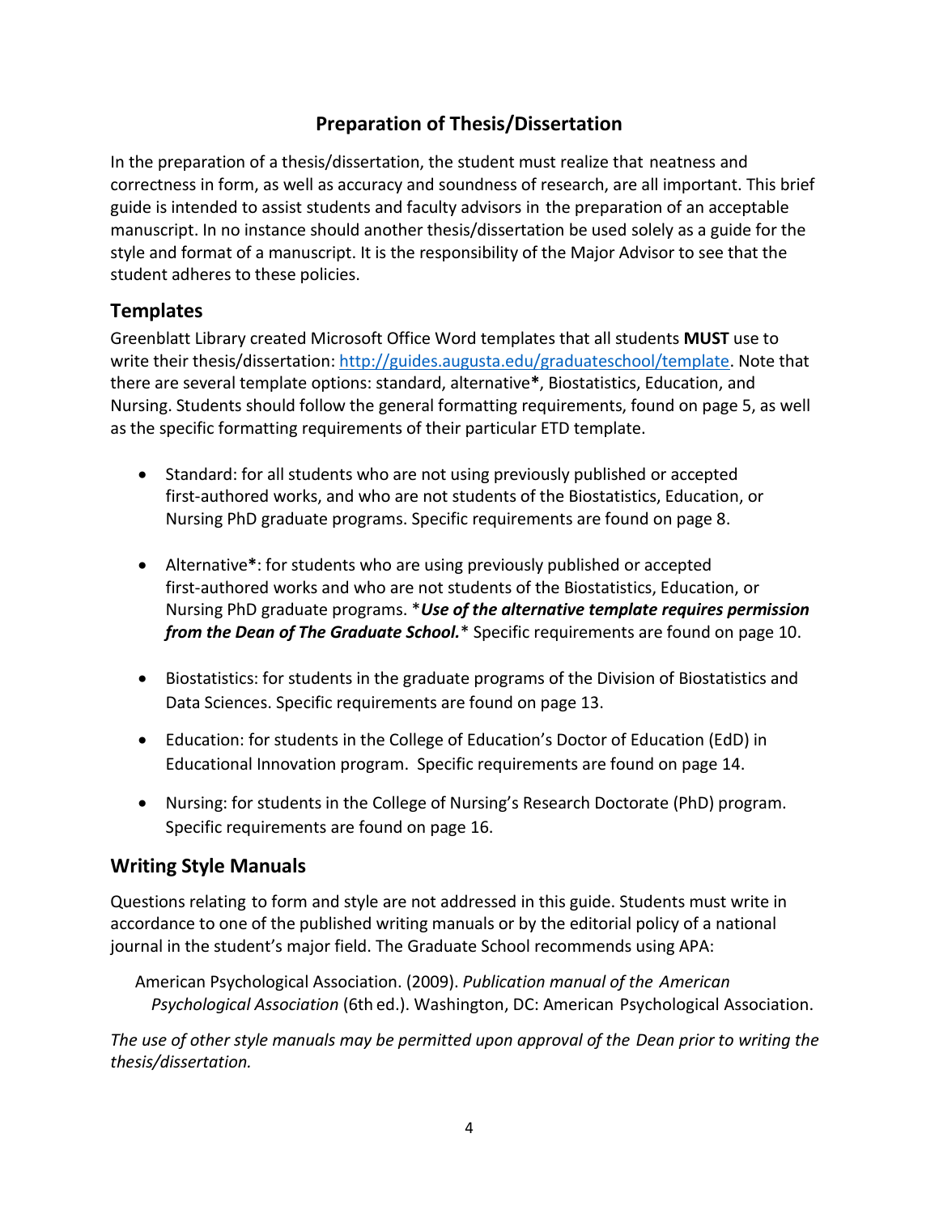# Preparation of Thesis/Dissertation

In the preparation of a thesis/dissertation, the student must realize that neatness and correctness in form, as well as accuracy and soundness of research, are all important. This brief guide is intended to assist students and faculty advisors in the preparation of an acceptable manuscript. In no instance should another thesis/dissertation be used solely as a guide for the style and format of a manuscript. It is the responsibility of the Major Advisor to see that the student adheres to these policies.

## Templates

Greenblatt Library created Microsoft Office Word templates that all students **MUST** use to write their thesis/dissertation: [http://guides.augusta.edu/graduateschool/template](http://guides.augusta.edu/graduateschool/template). Note that there are several template options: standard, alternative**\***, Biostatistics, Education, and Nursing. Students should follow the general formatting requirements, found on page 5, as well as the specific formatting requirements of their particular ETD template.

- Standard: for all students who are not using previously published or accepted first-authored works, and who are not students of the Biostatistics, Education, or Nursing PhD graduate programs. Specific requirements are found on page 8.

- Alternative**\***: for students who are using previously published or accepted first-authored works and who are not students of the Biostatistics, Education, or Nursing PhD graduate programs. \****Use of the alternative template requires permission from the Dean of The Graduate School.***\* Specific requirements are found on page 10.

- Biostatistics: for students in the graduate programs of the Division of Biostatistics and Data Sciences. Specific requirements are found on page 13.

- Education: for students in the College of Education's Doctor of Education (EdD) in Educational Innovation program. Specific requirements are found on page 14.

- Nursing: for students in the College of Nursing's Research Doctorate (PhD) program. Specific requirements are found on page 16.

## Writing Style Manuals

Questions relating to form and style are not addressed in this guide. Students must write in accordance to one of the published writing manuals or by the editorial policy of a national journal in the student's major field. The Graduate School recommends using APA:

> American Psychological Association. (2009). *Publication manual of the American Psychological Association* (6th ed.). Washington, DC: American Psychological Association.

*The use of other style manuals may be permitted upon approval of the Dean prior to writing the thesis/dissertation.*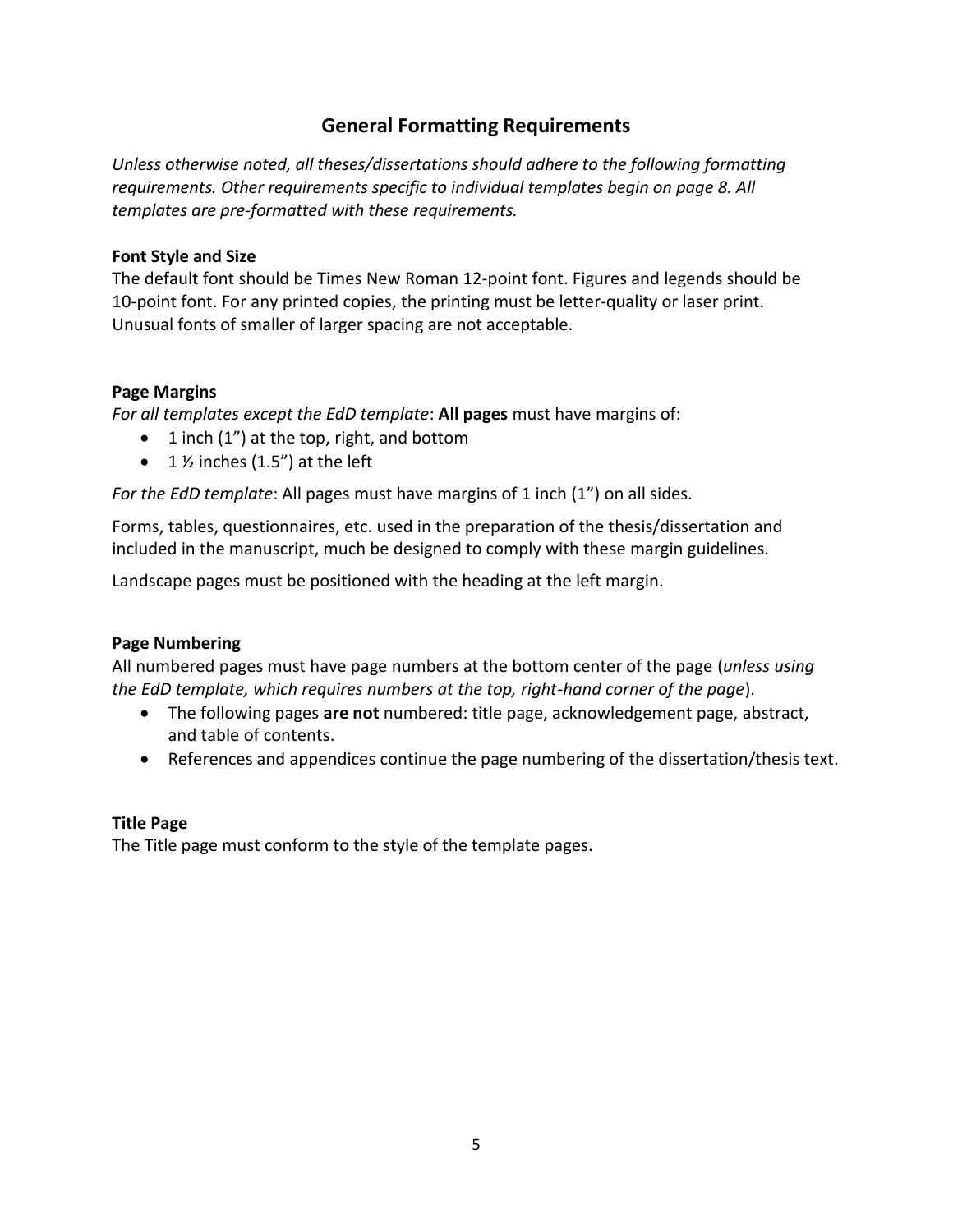## General Formatting Requirements

*Unless otherwise noted, all theses/dissertations should adhere to the following formatting requirements. Other requirements specific to individual templates begin on page 8. All templates are pre-formatted with these requirements.*

### Font Style and Size

The default font should be Times New Roman 12-point font. Figures and legends should be 10-point font. For any printed copies, the printing must be letter-quality or laser print. Unusual fonts of smaller of larger spacing are not acceptable.

### Page Margins

*For all templates except the EdD template*: **All pages** must have margins of:

- 1 inch (1”) at the top, right, and bottom
- 1 ½ inches (1.5”) at the left

*For the EdD template*: All pages must have margins of 1 inch (1”) on all sides.

Forms, tables, questionnaires, etc. used in the preparation of the thesis/dissertation and included in the manuscript, much be designed to comply with these margin guidelines.

Landscape pages must be positioned with the heading at the left margin.

### Page Numbering

All numbered pages must have page numbers at the bottom center of the page (*unless using the EdD template, which requires numbers at the top, right-hand corner of the page*).

- The following pages **are not** numbered: title page, acknowledgement page, abstract, and table of contents.
- References and appendices continue the page numbering of the dissertation/thesis text.

### Title Page

The Title page must conform to the style of the template pages.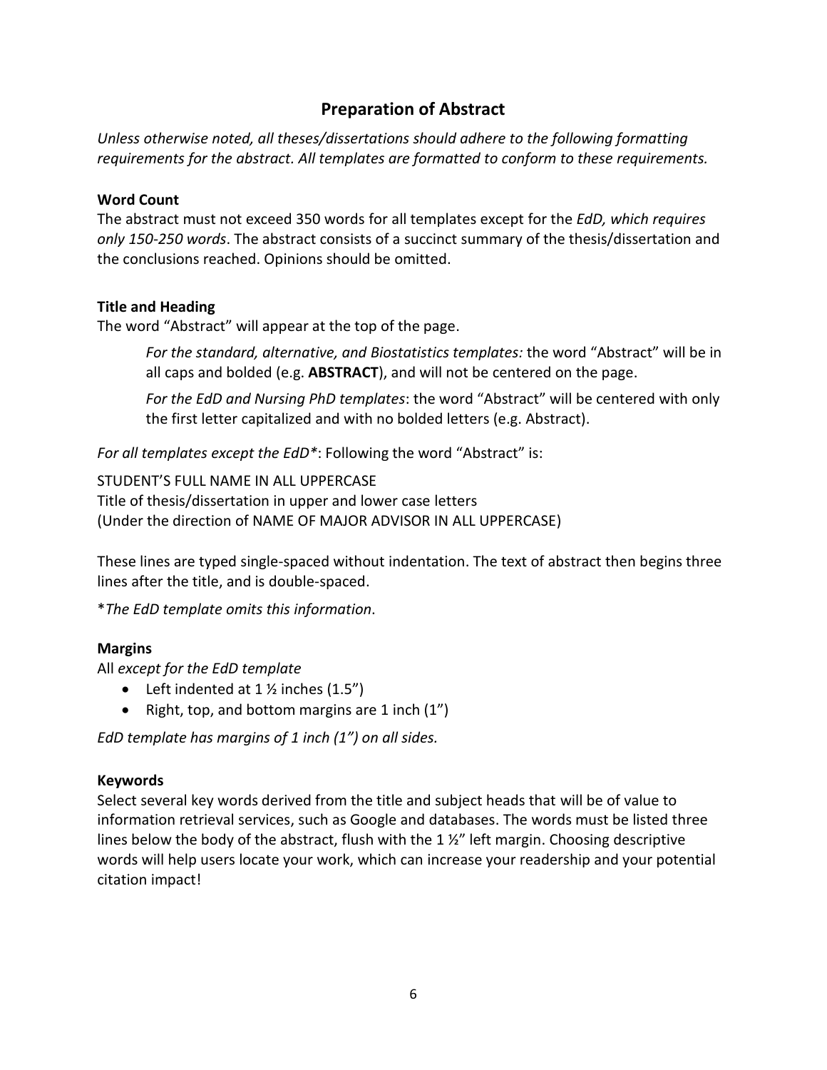## Preparation of Abstract

*Unless otherwise noted, all theses/dissertations should adhere to the following formatting requirements for the abstract. All templates are formatted to conform to these requirements.*

**Word Count**

The abstract must not exceed 350 words for all templates except for the *EdD, which requires only 150-250 words*. The abstract consists of a succinct summary of the thesis/dissertation and the conclusions reached. Opinions should be omitted.

**Title and Heading**

The word “Abstract” will appear at the top of the page.

> *For the standard, alternative, and Biostatistics templates:* the word “Abstract” will be in all caps and bolded (e.g. **ABSTRACT**), and will not be centered on the page.
>
> *For the EdD and Nursing PhD templates*: the word “Abstract” will be centered with only the first letter capitalized and with no bolded letters (e.g. Abstract).

*For all templates except the EdD**: Following the word “Abstract” is:

STUDENT’S FULL NAME IN ALL UPPERCASE
Title of thesis/dissertation in upper and lower case letters
(Under the direction of NAME OF MAJOR ADVISOR IN ALL UPPERCASE)

These lines are typed single-spaced without indentation. The text of abstract then begins three lines after the title, and is double-spaced.

**The EdD template omits this information*.

**Margins**

All *except for the EdD template*

- Left indented at 1 ½ inches (1.5”)
- Right, top, and bottom margins are 1 inch (1”)

*EdD template has margins of 1 inch (1”) on all sides.*

**Keywords**

Select several key words derived from the title and subject heads that will be of value to information retrieval services, such as Google and databases. The words must be listed three lines below the body of the abstract, flush with the 1 ½” left margin. Choosing descriptive words will help users locate your work, which can increase your readership and your potential citation impact!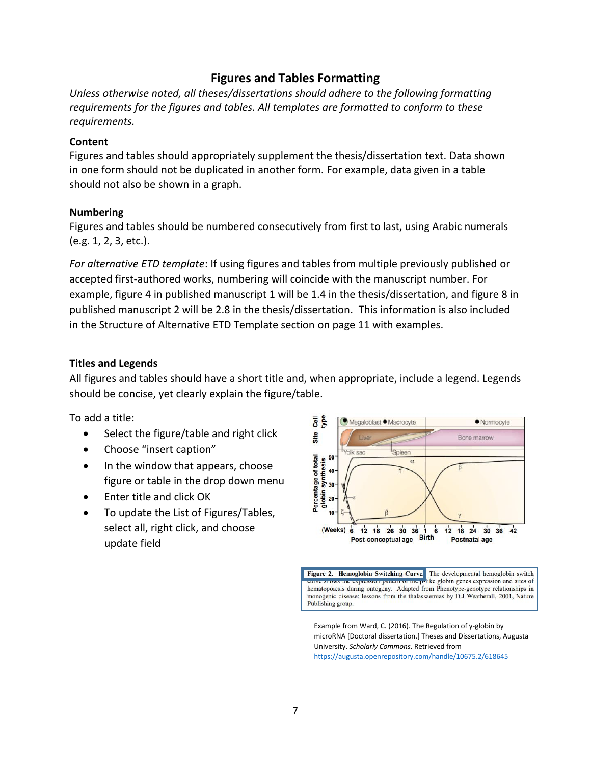## Figures and Tables Formatting

*Unless otherwise noted, all theses/dissertations should adhere to the following formatting requirements for the figures and tables. All templates are formatted to conform to these requirements.*

### Content

Figures and tables should appropriately supplement the thesis/dissertation text. Data shown in one form should not be duplicated in another form. For example, data given in a table should not also be shown in a graph.

### Numbering

Figures and tables should be numbered consecutively from first to last, using Arabic numerals (e.g. 1, 2, 3, etc.).

*For alternative ETD template*: If using figures and tables from multiple previously published or accepted first-authored works, numbering will coincide with the manuscript number. For example, figure 4 in published manuscript 1 will be 1.4 in the thesis/dissertation, and figure 8 in published manuscript 2 will be 2.8 in the thesis/dissertation. This information is also included in the Structure of Alternative ETD Template section on page 11 with examples.

### Titles and Legends

All figures and tables should have a short title and, when appropriate, include a legend. Legends should be concise, yet clearly explain the figure/table.

To add a title:

- Select the figure/table and right click
- Choose "insert caption"
- In the window that appears, choose figure or table in the drop down menu
- Enter title and click OK
- To update the List of Figures/Tables, select all, right click, and choose update field

**Figure 2. Hemoglobin Switching Curve** The developmental hemoglobin switch curve shows the expression pattern of the β-like globin genes expression and sites of hematopoiesis during ontogeny. Adapted from Phenotype-genotype relationships in monogenic disease: lessons from the thalassaemias by D.J Weatherall, 2001, Nature Publishing group.

Example from Ward, C. (2016). The Regulation of γ-globin by microRNA [Doctoral dissertation.] Theses and Dissertations, Augusta University. *Scholarly Commons*. Retrieved from https://augusta.openrepository.com/handle/10675.2/618645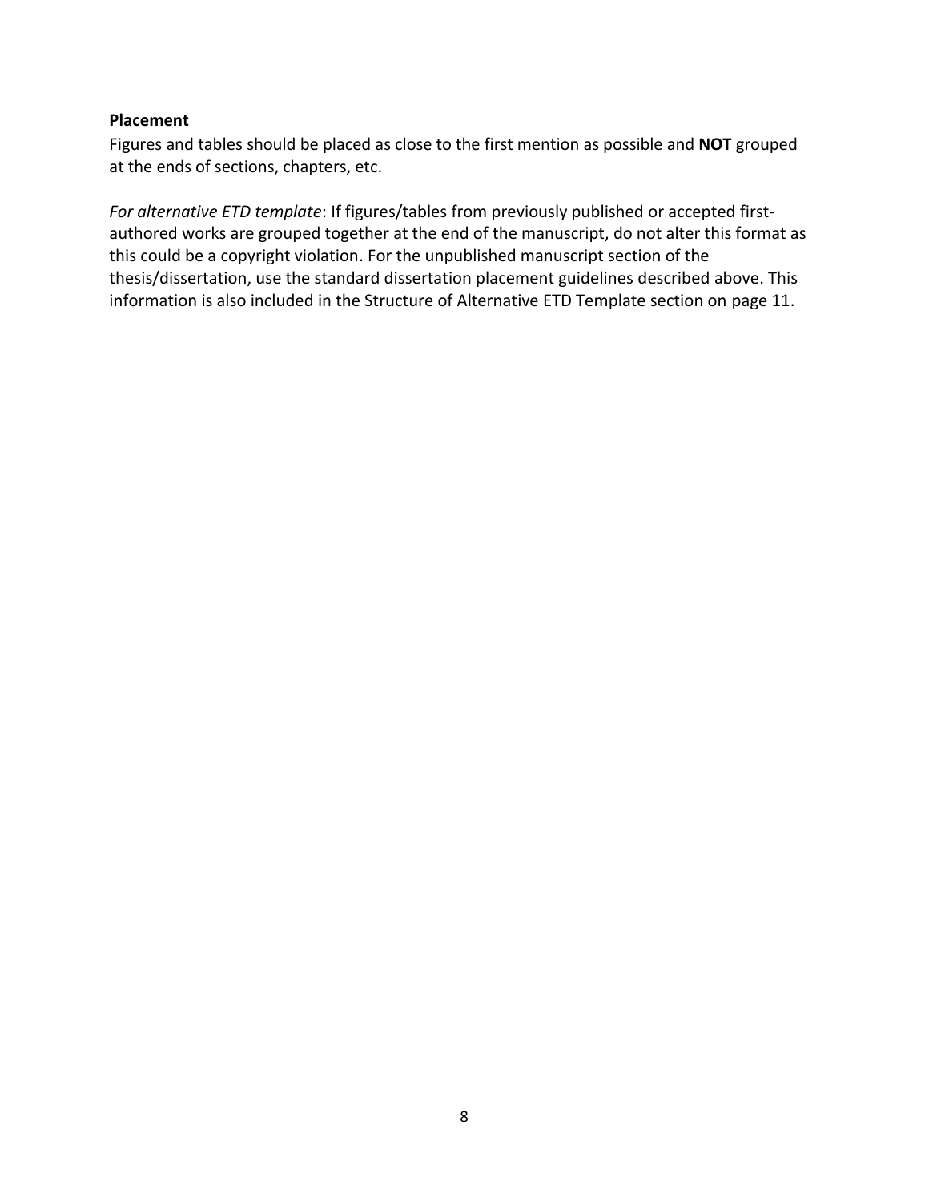**Placement**

Figures and tables should be placed as close to the first mention as possible and **NOT** grouped at the ends of sections, chapters, etc.

*For alternative ETD template*: If figures/tables from previously published or accepted first-authored works are grouped together at the end of the manuscript, do not alter this format as this could be a copyright violation. For the unpublished manuscript section of the thesis/dissertation, use the standard dissertation placement guidelines described above. This information is also included in the Structure of Alternative ETD Template section on page 11.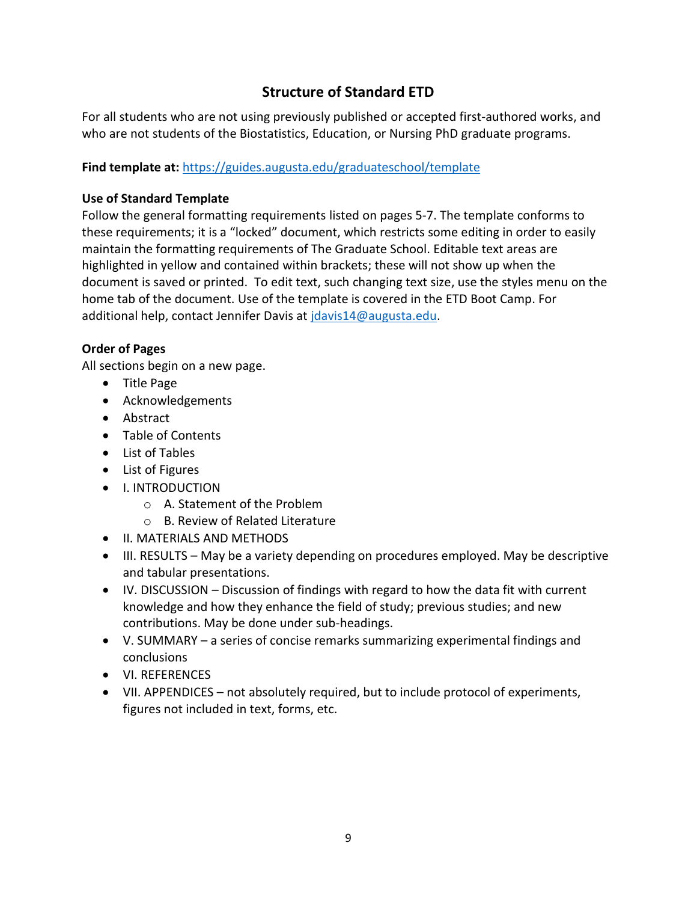## Structure of Standard ETD

For all students who are not using previously published or accepted first-authored works, and who are not students of the Biostatistics, Education, or Nursing PhD graduate programs.

**Find template at:** https://guides.augusta.edu/graduateschool/template

**Use of Standard Template**

Follow the general formatting requirements listed on pages 5-7. The template conforms to these requirements; it is a "locked" document, which restricts some editing in order to easily maintain the formatting requirements of The Graduate School. Editable text areas are highlighted in yellow and contained within brackets; these will not show up when the document is saved or printed. To edit text, such changing text size, use the styles menu on the home tab of the document. Use of the template is covered in the ETD Boot Camp. For additional help, contact Jennifer Davis at jdavis14@augusta.edu.

**Order of Pages**

All sections begin on a new page.

- Title Page
- Acknowledgements
- Abstract
- Table of Contents
- List of Tables
- List of Figures
- I. INTRODUCTION
  - A. Statement of the Problem
  - B. Review of Related Literature
- II. MATERIALS AND METHODS
- III. RESULTS – May be a variety depending on procedures employed. May be descriptive and tabular presentations.
- IV. DISCUSSION – Discussion of findings with regard to how the data fit with current knowledge and how they enhance the field of study; previous studies; and new contributions. May be done under sub-headings.
- V. SUMMARY – a series of concise remarks summarizing experimental findings and conclusions
- VI. REFERENCES
- VII. APPENDICES – not absolutely required, but to include protocol of experiments, figures not included in text, forms, etc.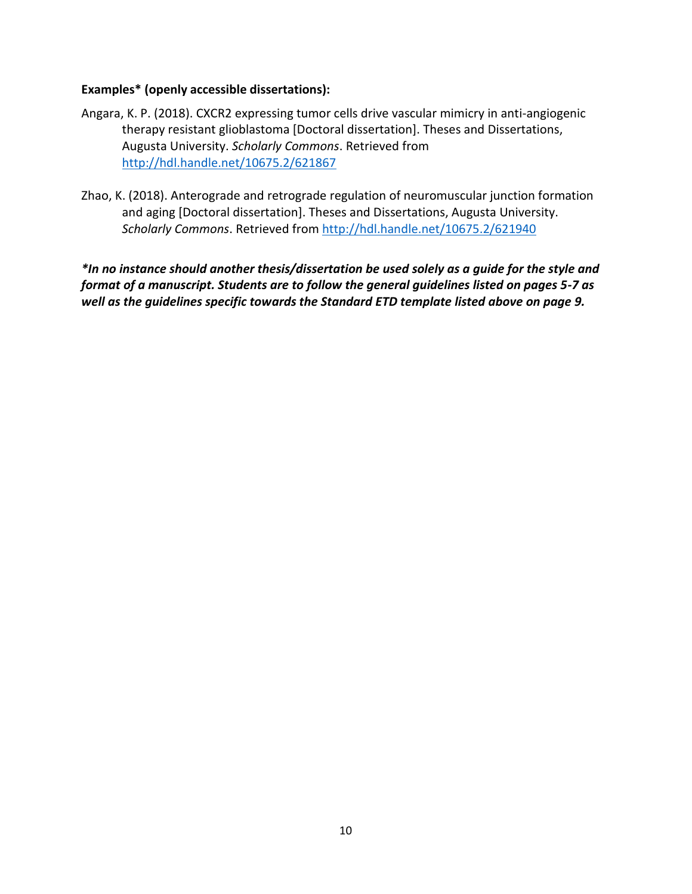**Examples* (openly accessible dissertations):**

Angara, K. P. (2018). CXCR2 expressing tumor cells drive vascular mimicry in anti-angiogenic therapy resistant glioblastoma [Doctoral dissertation]. Theses and Dissertations, Augusta University. *Scholarly Commons*. Retrieved from http://hdl.handle.net/10675.2/621867

Zhao, K. (2018). Anterograde and retrograde regulation of neuromuscular junction formation and aging [Doctoral dissertation]. Theses and Dissertations, Augusta University. *Scholarly Commons*. Retrieved from http://hdl.handle.net/10675.2/621940

***In no instance should another thesis/dissertation be used solely as a guide for the style and format of a manuscript. Students are to follow the general guidelines listed on pages 5-7 as well as the guidelines specific towards the Standard ETD template listed above on page 9.***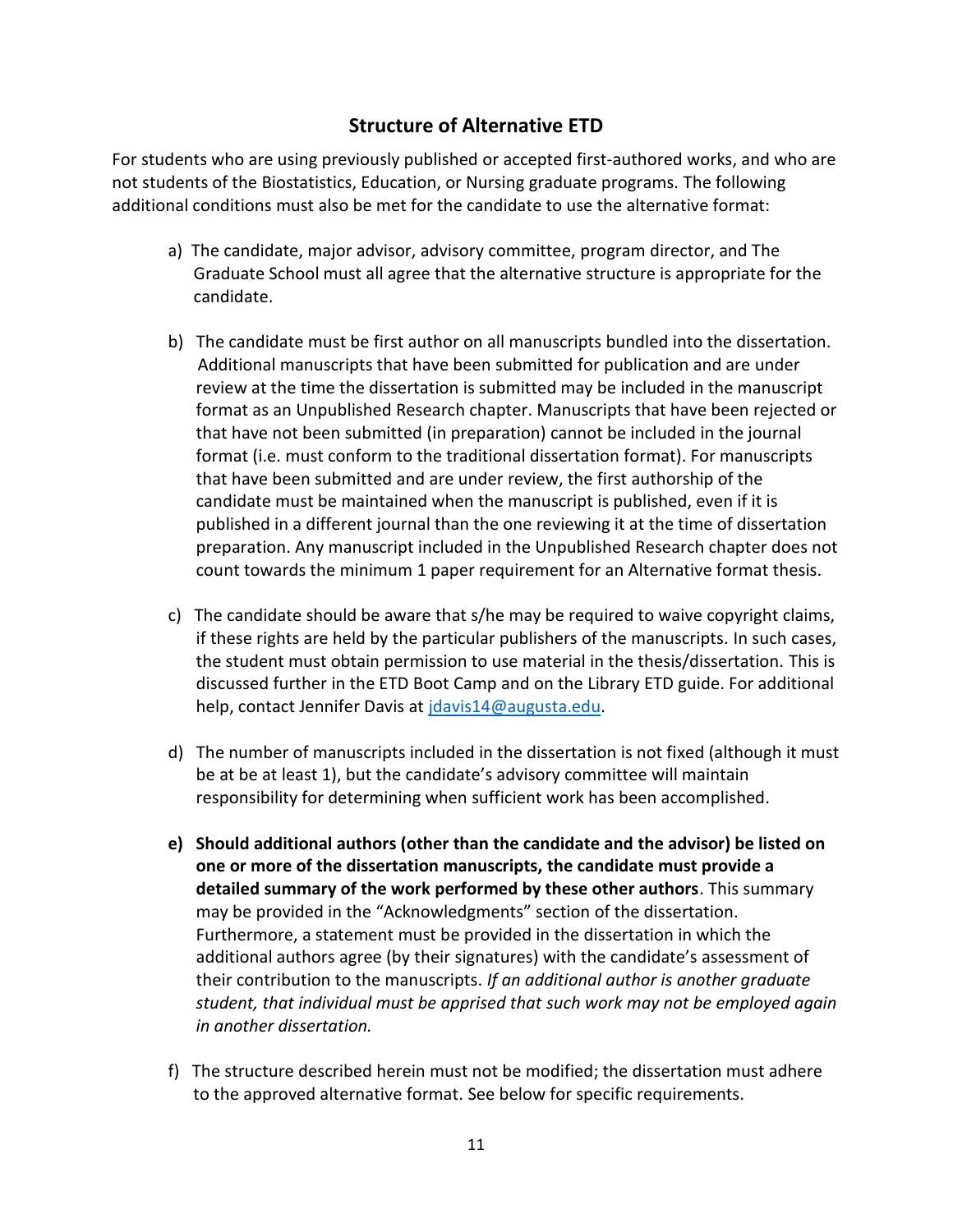## Structure of Alternative ETD

For students who are using previously published or accepted first-authored works, and who are not students of the Biostatistics, Education, or Nursing graduate programs. The following additional conditions must also be met for the candidate to use the alternative format:

a) The candidate, major advisor, advisory committee, program director, and The Graduate School must all agree that the alternative structure is appropriate for the candidate.

b) The candidate must be first author on all manuscripts bundled into the dissertation. Additional manuscripts that have been submitted for publication and are under review at the time the dissertation is submitted may be included in the manuscript format as an Unpublished Research chapter. Manuscripts that have been rejected or that have not been submitted (in preparation) cannot be included in the journal format (i.e. must conform to the traditional dissertation format). For manuscripts that have been submitted and are under review, the first authorship of the candidate must be maintained when the manuscript is published, even if it is published in a different journal than the one reviewing it at the time of dissertation preparation. Any manuscript included in the Unpublished Research chapter does not count towards the minimum 1 paper requirement for an Alternative format thesis.

c) The candidate should be aware that s/he may be required to waive copyright claims, if these rights are held by the particular publishers of the manuscripts. In such cases, the student must obtain permission to use material in the thesis/dissertation. This is discussed further in the ETD Boot Camp and on the Library ETD guide. For additional help, contact Jennifer Davis at jdavis14@augusta.edu.

d) The number of manuscripts included in the dissertation is not fixed (although it must be at be at least 1), but the candidate's advisory committee will maintain responsibility for determining when sufficient work has been accomplished.

e) **Should additional authors (other than the candidate and the advisor) be listed on one or more of the dissertation manuscripts, the candidate must provide a detailed summary of the work performed by these other authors**. This summary may be provided in the "Acknowledgments" section of the dissertation. Furthermore, a statement must be provided in the dissertation in which the additional authors agree (by their signatures) with the candidate's assessment of their contribution to the manuscripts. *If an additional author is another graduate student, that individual must be apprised that such work may not be employed again in another dissertation.*

f) The structure described herein must not be modified; the dissertation must adhere to the approved alternative format. See below for specific requirements.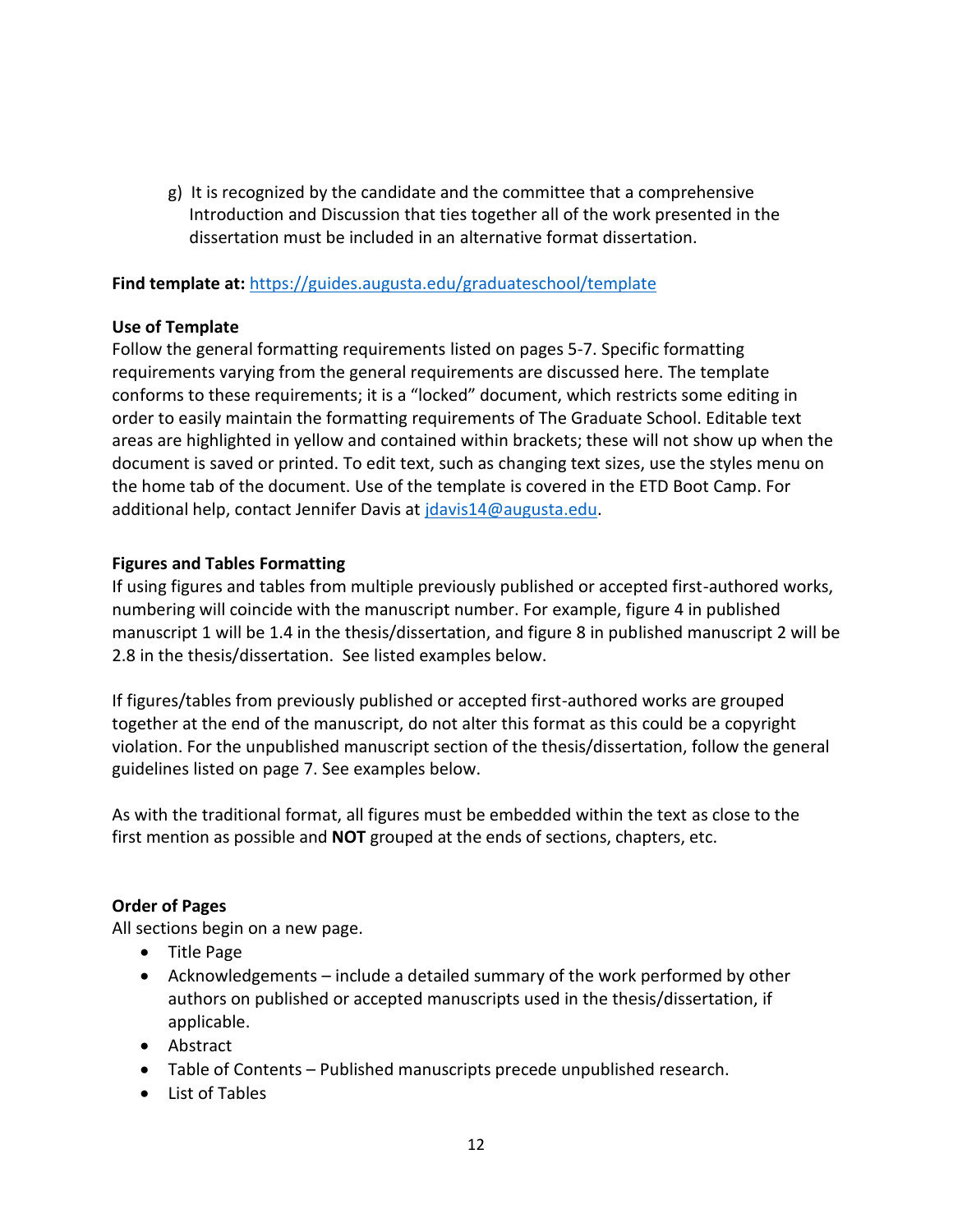g) It is recognized by the candidate and the committee that a comprehensive Introduction and Discussion that ties together all of the work presented in the dissertation must be included in an alternative format dissertation.

**Find template at:** https://guides.augusta.edu/graduateschool/template

**Use of Template**
Follow the general formatting requirements listed on pages 5-7. Specific formatting requirements varying from the general requirements are discussed here. The template conforms to these requirements; it is a "locked" document, which restricts some editing in order to easily maintain the formatting requirements of The Graduate School. Editable text areas are highlighted in yellow and contained within brackets; these will not show up when the document is saved or printed. To edit text, such as changing text sizes, use the styles menu on the home tab of the document. Use of the template is covered in the ETD Boot Camp. For additional help, contact Jennifer Davis at jdavis14@augusta.edu.

**Figures and Tables Formatting**
If using figures and tables from multiple previously published or accepted first-authored works, numbering will coincide with the manuscript number. For example, figure 4 in published manuscript 1 will be 1.4 in the thesis/dissertation, and figure 8 in published manuscript 2 will be 2.8 in the thesis/dissertation. See listed examples below.

If figures/tables from previously published or accepted first-authored works are grouped together at the end of the manuscript, do not alter this format as this could be a copyright violation. For the unpublished manuscript section of the thesis/dissertation, follow the general guidelines listed on page 7. See examples below.

As with the traditional format, all figures must be embedded within the text as close to the first mention as possible and **NOT** grouped at the ends of sections, chapters, etc.

**Order of Pages**
All sections begin on a new page.

- Title Page
- Acknowledgements – include a detailed summary of the work performed by other authors on published or accepted manuscripts used in the thesis/dissertation, if applicable.
- Abstract
- Table of Contents – Published manuscripts precede unpublished research.
- List of Tables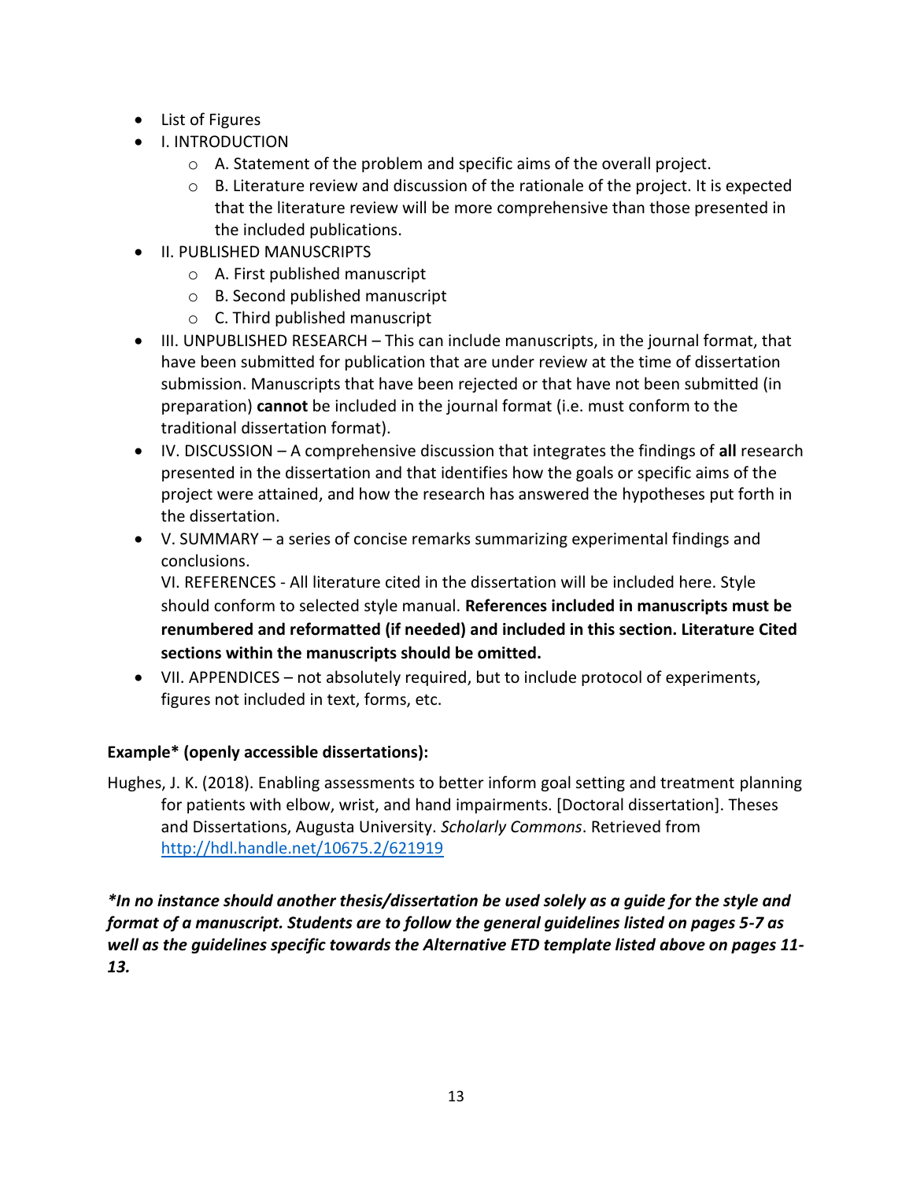- List of Figures
- I. INTRODUCTION
  - A. Statement of the problem and specific aims of the overall project.
  - B. Literature review and discussion of the rationale of the project. It is expected that the literature review will be more comprehensive than those presented in the included publications.
- II. PUBLISHED MANUSCRIPTS
  - A. First published manuscript
  - B. Second published manuscript
  - C. Third published manuscript
- III. UNPUBLISHED RESEARCH – This can include manuscripts, in the journal format, that have been submitted for publication that are under review at the time of dissertation submission. Manuscripts that have been rejected or that have not been submitted (in preparation) **cannot** be included in the journal format (i.e. must conform to the traditional dissertation format).
- IV. DISCUSSION – A comprehensive discussion that integrates the findings of **all** research presented in the dissertation and that identifies how the goals or specific aims of the project were attained, and how the research has answered the hypotheses put forth in the dissertation.
- V. SUMMARY – a series of concise remarks summarizing experimental findings and conclusions.

  VI. REFERENCES - All literature cited in the dissertation will be included here. Style should conform to selected style manual. **References included in manuscripts must be renumbered and reformatted (if needed) and included in this section. Literature Cited sections within the manuscripts should be omitted.**
- VII. APPENDICES – not absolutely required, but to include protocol of experiments, figures not included in text, forms, etc.

**Example* (openly accessible dissertations):**

Hughes, J. K. (2018). Enabling assessments to better inform goal setting and treatment planning for patients with elbow, wrist, and hand impairments. [Doctoral dissertation]. Theses and Dissertations, Augusta University. *Scholarly Commons*. Retrieved from http://hdl.handle.net/10675.2/621919

***In no instance should another thesis/dissertation be used solely as a guide for the style and format of a manuscript. Students are to follow the general guidelines listed on pages 5-7 as well as the guidelines specific towards the Alternative ETD template listed above on pages 11-13.***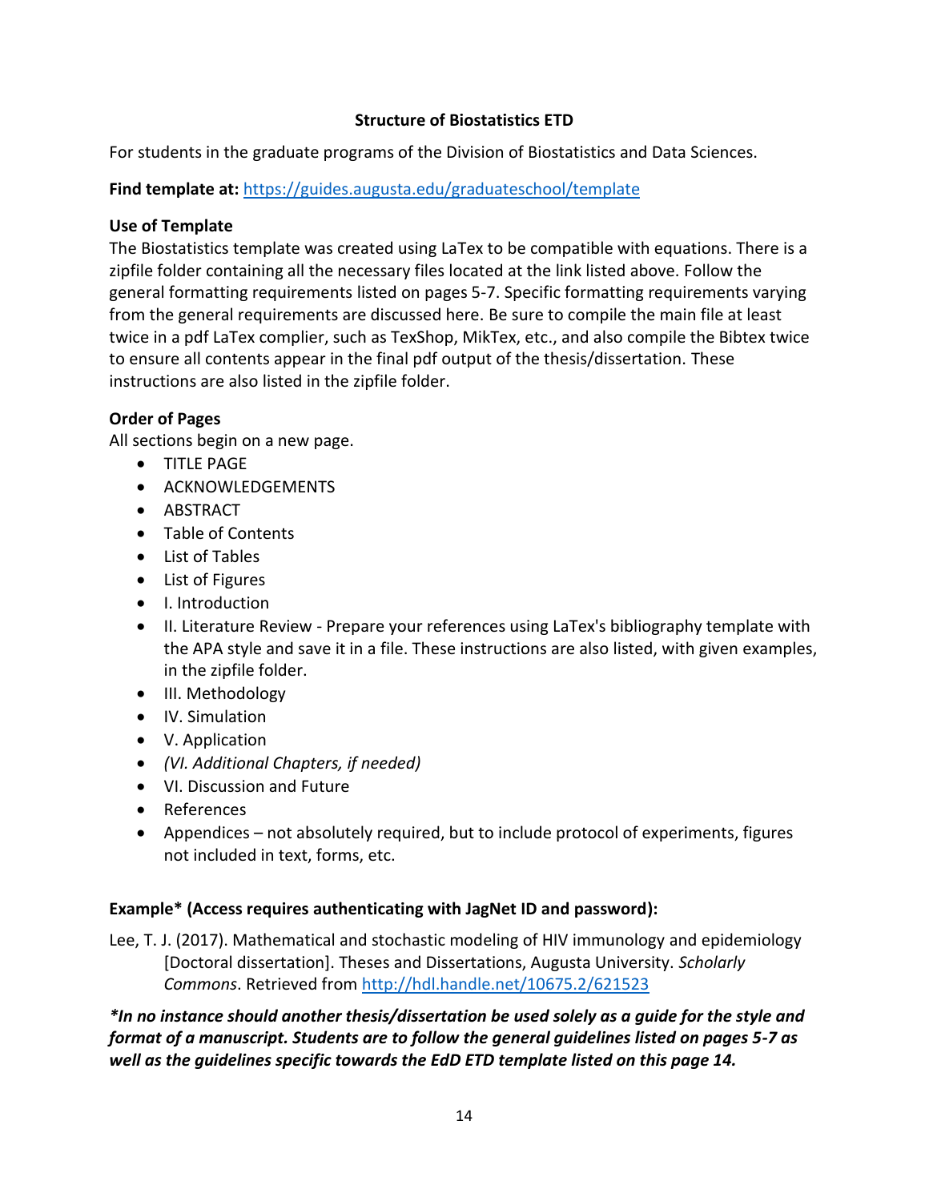## Structure of Biostatistics ETD

For students in the graduate programs of the Division of Biostatistics and Data Sciences.

**Find template at:** [https://guides.augusta.edu/graduateschool/template](https://guides.augusta.edu/graduateschool/template)

### Use of Template

The Biostatistics template was created using LaTex to be compatible with equations. There is a zipfile folder containing all the necessary files located at the link listed above. Follow the general formatting requirements listed on pages 5-7. Specific formatting requirements varying from the general requirements are discussed here. Be sure to compile the main file at least twice in a pdf LaTex complier, such as TexShop, MikTex, etc., and also compile the Bibtex twice to ensure all contents appear in the final pdf output of the thesis/dissertation. These instructions are also listed in the zipfile folder.

### Order of Pages

All sections begin on a new page.

- TITLE PAGE
- ACKNOWLEDGEMENTS
- ABSTRACT
- Table of Contents
- List of Tables
- List of Figures
- I. Introduction
- II. Literature Review - Prepare your references using LaTex's bibliography template with the APA style and save it in a file. These instructions are also listed, with given examples, in the zipfile folder.
- III. Methodology
- IV. Simulation
- V. Application
- *(VI. Additional Chapters, if needed)*
- VI. Discussion and Future
- References
- Appendices – not absolutely required, but to include protocol of experiments, figures not included in text, forms, etc.

### Example* (Access requires authenticating with JagNet ID and password):

Lee, T. J. (2017). Mathematical and stochastic modeling of HIV immunology and epidemiology [Doctoral dissertation]. Theses and Dissertations, Augusta University. *Scholarly Commons*. Retrieved from [http://hdl.handle.net/10675.2/621523](http://hdl.handle.net/10675.2/621523)

***In no instance should another thesis/dissertation be used solely as a guide for the style and format of a manuscript. Students are to follow the general guidelines listed on pages 5-7 as well as the guidelines specific towards the EdD ETD template listed on this page 14.***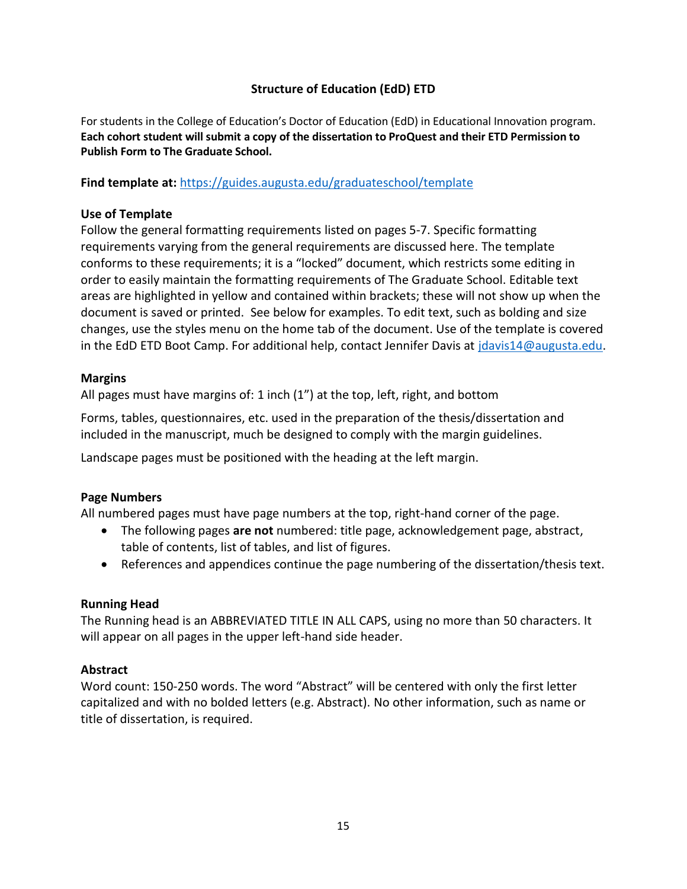## Structure of Education (EdD) ETD

For students in the College of Education's Doctor of Education (EdD) in Educational Innovation program. **Each cohort student will submit a copy of the dissertation to ProQuest and their ETD Permission to Publish Form to The Graduate School.**

**Find template at:** https://guides.augusta.edu/graduateschool/template

### Use of Template

Follow the general formatting requirements listed on pages 5-7. Specific formatting requirements varying from the general requirements are discussed here. The template conforms to these requirements; it is a "locked" document, which restricts some editing in order to easily maintain the formatting requirements of The Graduate School. Editable text areas are highlighted in yellow and contained within brackets; these will not show up when the document is saved or printed. See below for examples. To edit text, such as bolding and size changes, use the styles menu on the home tab of the document. Use of the template is covered in the EdD ETD Boot Camp. For additional help, contact Jennifer Davis at jdavis14@augusta.edu.

### Margins

All pages must have margins of: 1 inch (1") at the top, left, right, and bottom

Forms, tables, questionnaires, etc. used in the preparation of the thesis/dissertation and included in the manuscript, much be designed to comply with the margin guidelines.

Landscape pages must be positioned with the heading at the left margin.

### Page Numbers

All numbered pages must have page numbers at the top, right-hand corner of the page.

- The following pages **are not** numbered: title page, acknowledgement page, abstract, table of contents, list of tables, and list of figures.
- References and appendices continue the page numbering of the dissertation/thesis text.

### Running Head

The Running head is an ABBREVIATED TITLE IN ALL CAPS, using no more than 50 characters. It will appear on all pages in the upper left-hand side header.

### Abstract

Word count: 150-250 words. The word "Abstract" will be centered with only the first letter capitalized and with no bolded letters (e.g. Abstract). No other information, such as name or title of dissertation, is required.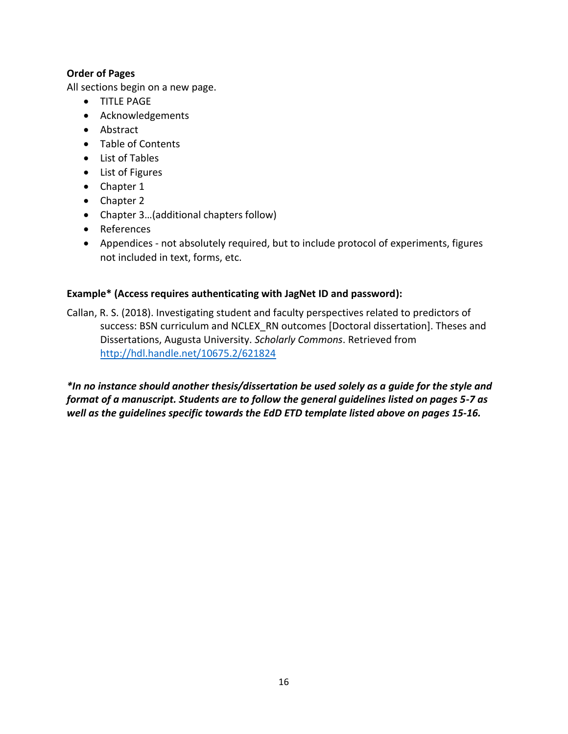**Order of Pages**

All sections begin on a new page.

- TITLE PAGE
- Acknowledgements
- Abstract
- Table of Contents
- List of Tables
- List of Figures
- Chapter 1
- Chapter 2
- Chapter 3…(additional chapters follow)
- References
- Appendices - not absolutely required, but to include protocol of experiments, figures not included in text, forms, etc.

**Example* (Access requires authenticating with JagNet ID and password):**

Callan, R. S. (2018). Investigating student and faculty perspectives related to predictors of success: BSN curriculum and NCLEX_RN outcomes [Doctoral dissertation]. Theses and Dissertations, Augusta University. *Scholarly Commons*. Retrieved from [http://hdl.handle.net/10675.2/621824](http://hdl.handle.net/10675.2/621824)

***In no instance should another thesis/dissertation be used solely as a guide for the style and format of a manuscript. Students are to follow the general guidelines listed on pages 5-7 as well as the guidelines specific towards the EdD ETD template listed above on pages 15-16.***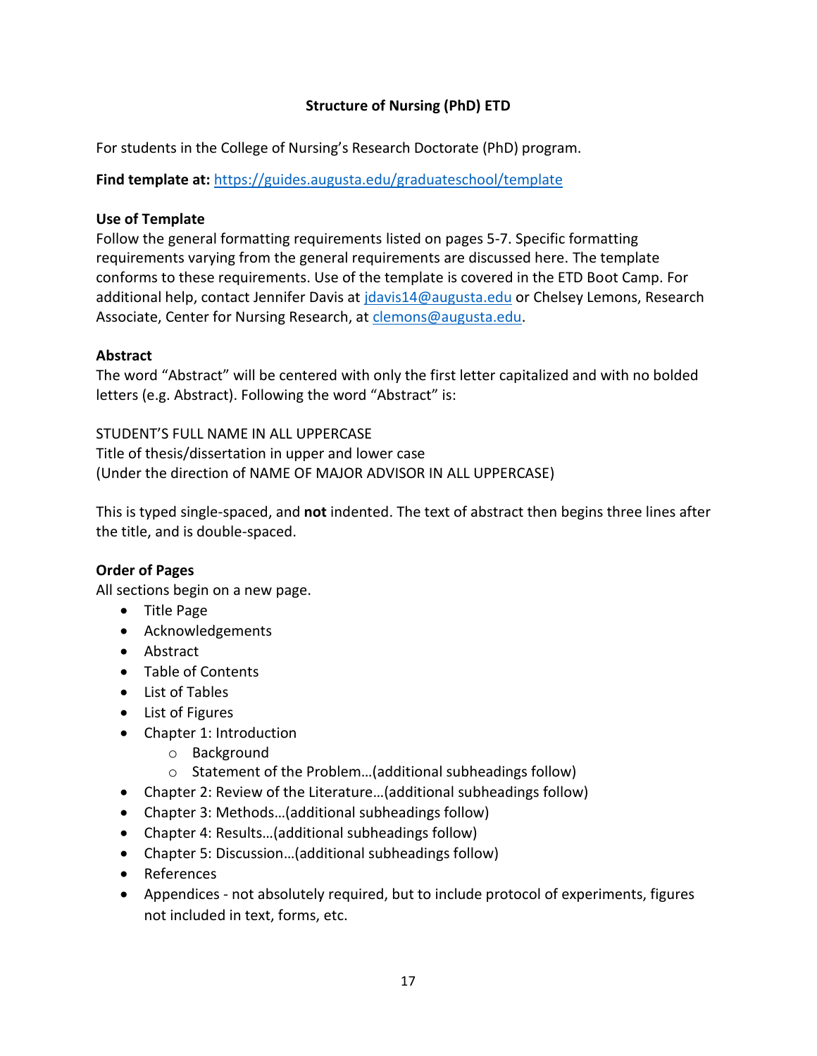## Structure of Nursing (PhD) ETD

For students in the College of Nursing's Research Doctorate (PhD) program.

**Find template at:** [https://guides.augusta.edu/graduateschool/template](https://guides.augusta.edu/graduateschool/template)

### Use of Template

Follow the general formatting requirements listed on pages 5-7. Specific formatting requirements varying from the general requirements are discussed here. The template conforms to these requirements. Use of the template is covered in the ETD Boot Camp. For additional help, contact Jennifer Davis at [jdavis14@augusta.edu](mailto:jdavis14@augusta.edu) or Chelsey Lemons, Research Associate, Center for Nursing Research, at [clemons@augusta.edu](mailto:clemons@augusta.edu).

### Abstract

The word "Abstract" will be centered with only the first letter capitalized and with no bolded letters (e.g. Abstract). Following the word "Abstract" is:

STUDENT'S FULL NAME IN ALL UPPERCASE
Title of thesis/dissertation in upper and lower case
(Under the direction of NAME OF MAJOR ADVISOR IN ALL UPPERCASE)

This is typed single-spaced, and **not** indented. The text of abstract then begins three lines after the title, and is double-spaced.

### Order of Pages

All sections begin on a new page.

- Title Page
- Acknowledgements
- Abstract
- Table of Contents
- List of Tables
- List of Figures
- Chapter 1: Introduction
    - Background
    - Statement of the Problem…(additional subheadings follow)
- Chapter 2: Review of the Literature…(additional subheadings follow)
- Chapter 3: Methods…(additional subheadings follow)
- Chapter 4: Results…(additional subheadings follow)
- Chapter 5: Discussion…(additional subheadings follow)
- References
- Appendices - not absolutely required, but to include protocol of experiments, figures not included in text, forms, etc.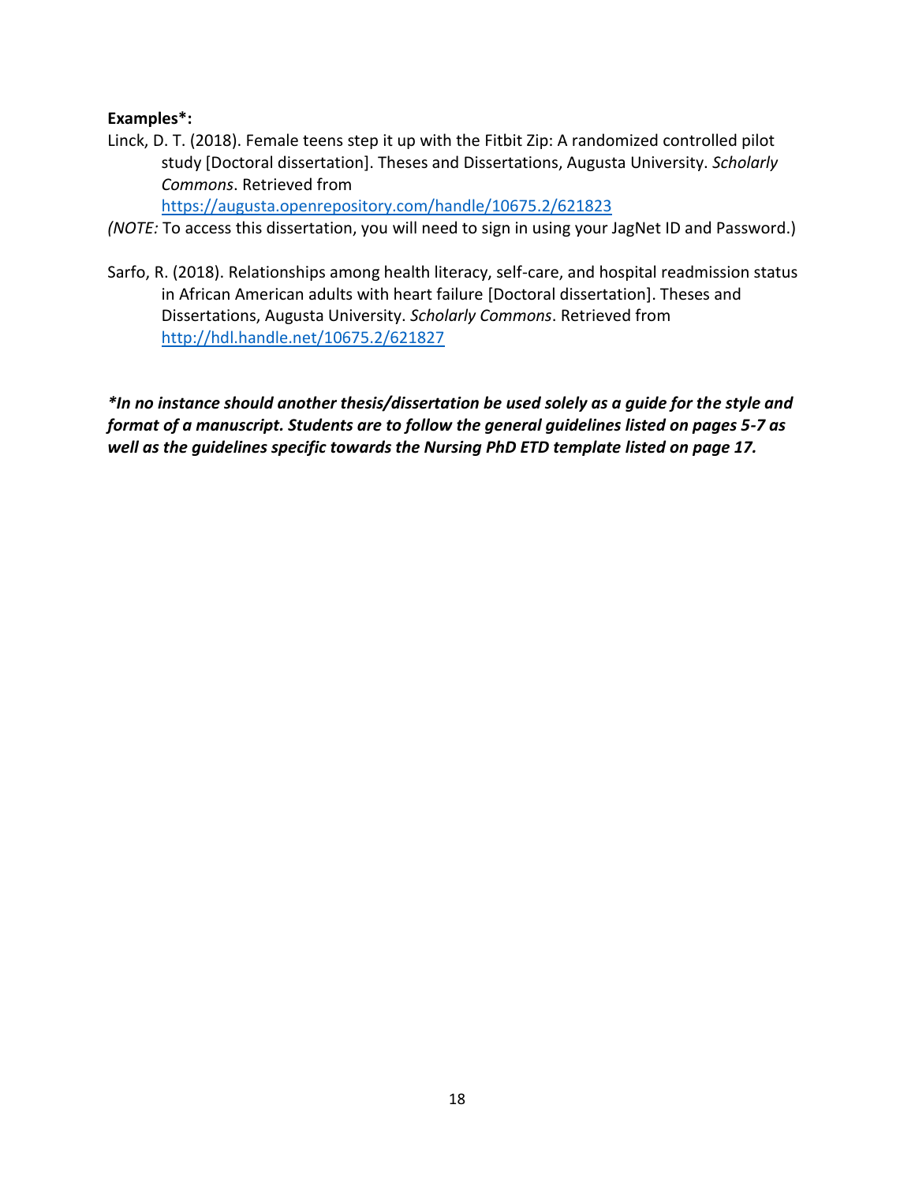**Examples*:**

Linck, D. T. (2018). Female teens step it up with the Fitbit Zip: A randomized controlled pilot study [Doctoral dissertation]. Theses and Dissertations, Augusta University. *Scholarly Commons*. Retrieved from https://augusta.openrepository.com/handle/10675.2/621823

*(NOTE:* To access this dissertation, you will need to sign in using your JagNet ID and Password.)

Sarfo, R. (2018). Relationships among health literacy, self-care, and hospital readmission status in African American adults with heart failure [Doctoral dissertation]. Theses and Dissertations, Augusta University. *Scholarly Commons*. Retrieved from http://hdl.handle.net/10675.2/621827

***In no instance should another thesis/dissertation be used solely as a guide for the style and format of a manuscript. Students are to follow the general guidelines listed on pages 5-7 as well as the guidelines specific towards the Nursing PhD ETD template listed on page 17.***